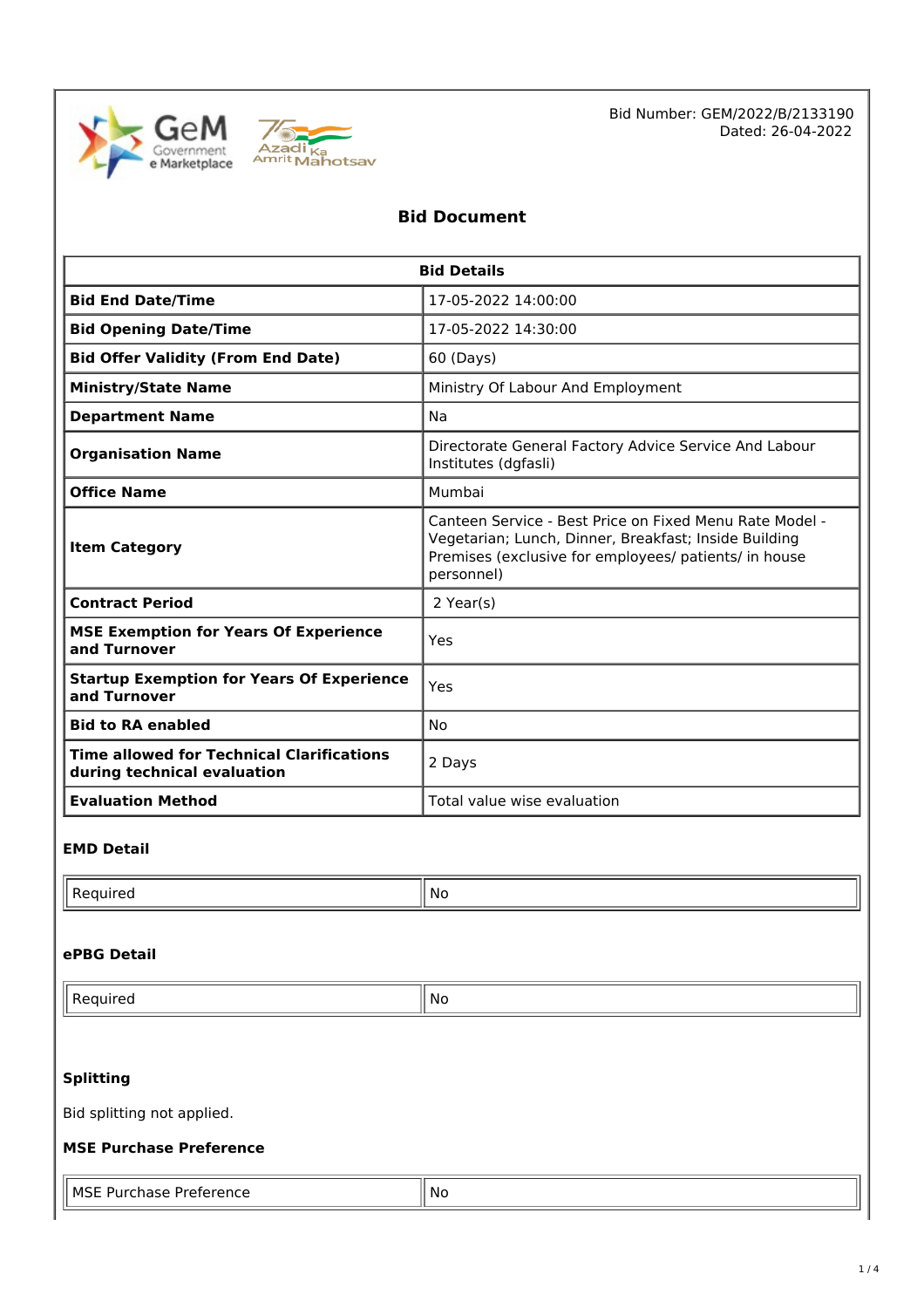Bid Number: GEM/2022/B/2133190
Dated: 26-04-2022

# Bid Document

| Bid Details | |
|---|---|
| **Bid End Date/Time** | 17-05-2022 14:00:00 |
| **Bid Opening Date/Time** | 17-05-2022 14:30:00 |
| **Bid Offer Validity (From End Date)** | 60 (Days) |
| **Ministry/State Name** | Ministry Of Labour And Employment |
| **Department Name** | Na |
| **Organisation Name** | Directorate General Factory Advice Service And Labour Institutes (dgfasli) |
| **Office Name** | Mumbai |
| **Item Category** | Canteen Service - Best Price on Fixed Menu Rate Model - Vegetarian; Lunch, Dinner, Breakfast; Inside Building Premises (exclusive for employees/ patients/ in house personnel) |
| **Contract Period** | 2 Year(s) |
| **MSE Exemption for Years Of Experience and Turnover** | Yes |
| **Startup Exemption for Years Of Experience and Turnover** | Yes |
| **Bid to RA enabled** | No |
| **Time allowed for Technical Clarifications during technical evaluation** | 2 Days |
| **Evaluation Method** | Total value wise evaluation |

### EMD Detail

| Required | No |
|---|---|

### ePBG Detail

| Required | No |
|---|---|

### Splitting

Bid splitting not applied.

### MSE Purchase Preference

| MSE Purchase Preference | No |
|---|---|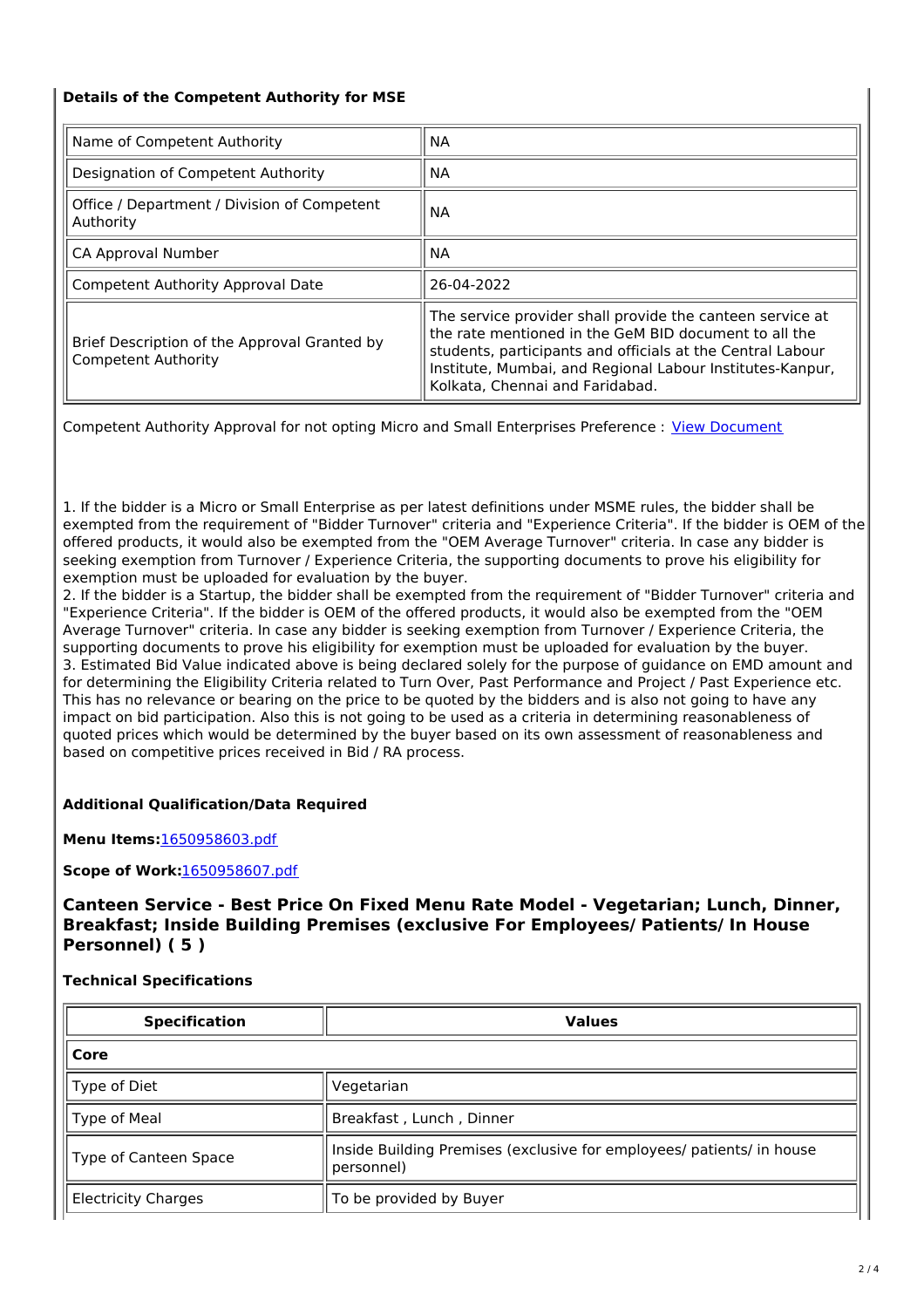### Details of the Competent Authority for MSE

| | |
|---|---|
| Name of Competent Authority | NA |
| Designation of Competent Authority | NA |
| Office / Department / Division of Competent Authority | NA |
| CA Approval Number | NA |
| Competent Authority Approval Date | 26-04-2022 |
| Brief Description of the Approval Granted by Competent Authority | The service provider shall provide the canteen service at the rate mentioned in the GeM BID document to all the students, participants and officials at the Central Labour Institute, Mumbai, and Regional Labour Institutes-Kanpur, Kolkata, Chennai and Faridabad. |

Competent Authority Approval for not opting Micro and Small Enterprises Preference : View Document

1. If the bidder is a Micro or Small Enterprise as per latest definitions under MSME rules, the bidder shall be exempted from the requirement of "Bidder Turnover" criteria and "Experience Criteria". If the bidder is OEM of the offered products, it would also be exempted from the "OEM Average Turnover" criteria. In case any bidder is seeking exemption from Turnover / Experience Criteria, the supporting documents to prove his eligibility for exemption must be uploaded for evaluation by the buyer.
2. If the bidder is a Startup, the bidder shall be exempted from the requirement of "Bidder Turnover" criteria and "Experience Criteria". If the bidder is OEM of the offered products, it would also be exempted from the "OEM Average Turnover" criteria. In case any bidder is seeking exemption from Turnover / Experience Criteria, the supporting documents to prove his eligibility for exemption must be uploaded for evaluation by the buyer.
3. Estimated Bid Value indicated above is being declared solely for the purpose of guidance on EMD amount and for determining the Eligibility Criteria related to Turn Over, Past Performance and Project / Past Experience etc. This has no relevance or bearing on the price to be quoted by the bidders and is also not going to have any impact on bid participation. Also this is not going to be used as a criteria in determining reasonableness of quoted prices which would be determined by the buyer based on its own assessment of reasonableness and based on competitive prices received in Bid / RA process.

### Additional Qualification/Data Required

**Menu Items:**1650958603.pdf

**Scope of Work:**1650958607.pdf

## Canteen Service - Best Price On Fixed Menu Rate Model - Vegetarian; Lunch, Dinner, Breakfast; Inside Building Premises (exclusive For Employees/ Patients/ In House Personnel) ( 5 )

### Technical Specifications

| Specification | Values |
|---|---|
| **Core** | |
| Type of Diet | Vegetarian |
| Type of Meal | Breakfast , Lunch , Dinner |
| Type of Canteen Space | Inside Building Premises (exclusive for employees/ patients/ in house personnel) |
| Electricity Charges | To be provided by Buyer |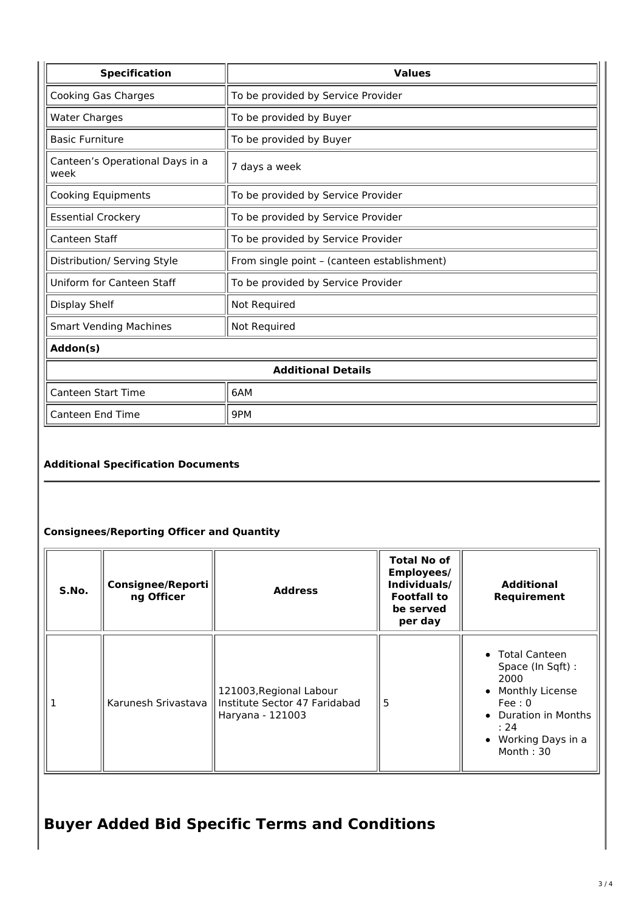| Specification | Values |
| --- | --- |
| Cooking Gas Charges | To be provided by Service Provider |
| Water Charges | To be provided by Buyer |
| Basic Furniture | To be provided by Buyer |
| Canteen's Operational Days in a week | 7 days a week |
| Cooking Equipments | To be provided by Service Provider |
| Essential Crockery | To be provided by Service Provider |
| Canteen Staff | To be provided by Service Provider |
| Distribution/ Serving Style | From single point – (canteen establishment) |
| Uniform for Canteen Staff | To be provided by Service Provider |
| Display Shelf | Not Required |
| Smart Vending Machines | Not Required |
| **Addon(s)** | |
| **Additional Details** | |
| Canteen Start Time | 6AM |
| Canteen End Time | 9PM |

### Additional Specification Documents

### Consignees/Reporting Officer and Quantity

| S.No. | Consignee/Reporting Officer | Address | Total No of Employees/ Individuals/ Footfall to be served per day | Additional Requirement |
| --- | --- | --- | --- | --- |
| 1 | Karunesh Srivastava | 121003,Regional Labour Institute Sector 47 Faridabad Haryana - 121003 | 5 | • Total Canteen Space (In Sqft) : 2000<br>• Monthly License Fee : 0<br>• Duration in Months : 24<br>• Working Days in a Month : 30 |

# Buyer Added Bid Specific Terms and Conditions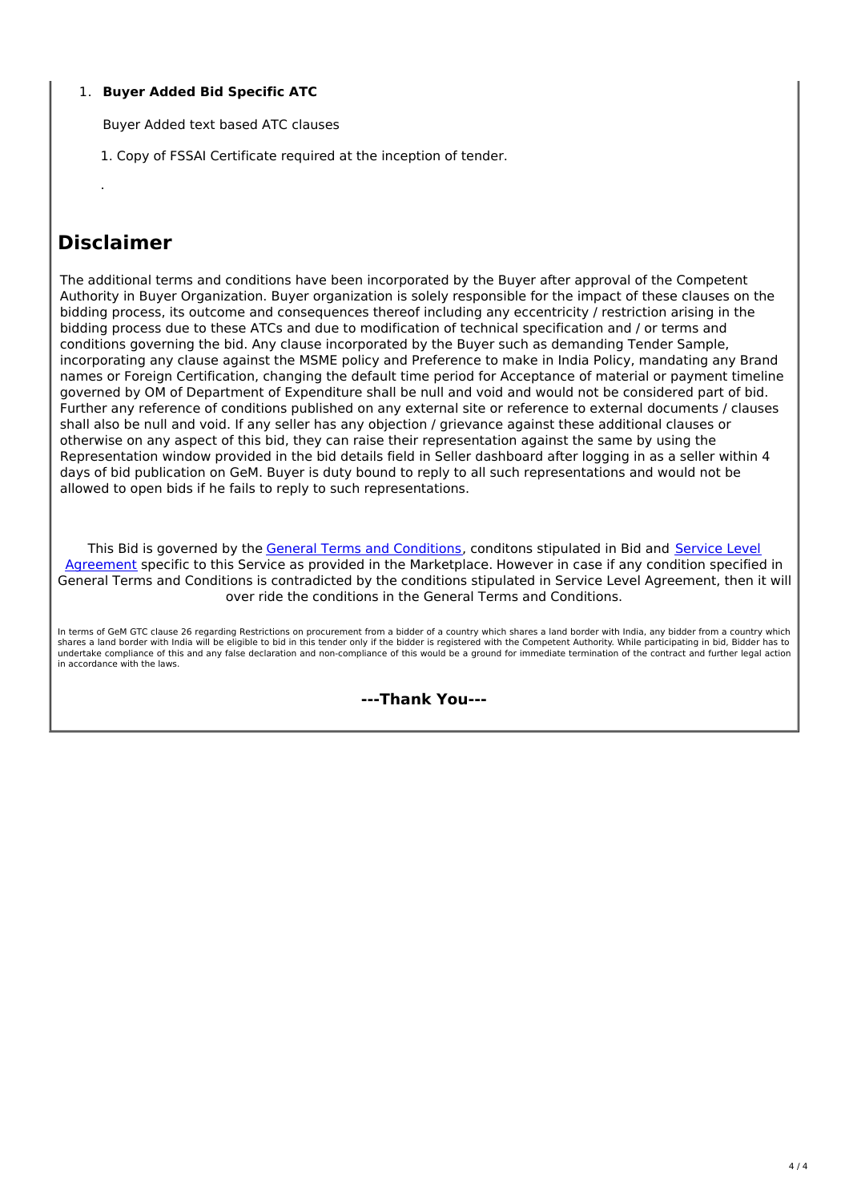1. **Buyer Added Bid Specific ATC**

   Buyer Added text based ATC clauses

   1. Copy of FSSAI Certificate required at the inception of tender.

   .

## Disclaimer

The additional terms and conditions have been incorporated by the Buyer after approval of the Competent Authority in Buyer Organization. Buyer organization is solely responsible for the impact of these clauses on the bidding process, its outcome and consequences thereof including any eccentricity / restriction arising in the bidding process due to these ATCs and due to modification of technical specification and / or terms and conditions governing the bid. Any clause incorporated by the Buyer such as demanding Tender Sample, incorporating any clause against the MSME policy and Preference to make in India Policy, mandating any Brand names or Foreign Certification, changing the default time period for Acceptance of material or payment timeline governed by OM of Department of Expenditure shall be null and void and would not be considered part of bid. Further any reference of conditions published on any external site or reference to external documents / clauses shall also be null and void. If any seller has any objection / grievance against these additional clauses or otherwise on any aspect of this bid, they can raise their representation against the same by using the Representation window provided in the bid details field in Seller dashboard after logging in as a seller within 4 days of bid publication on GeM. Buyer is duty bound to reply to all such representations and would not be allowed to open bids if he fails to reply to such representations.

This Bid is governed by the General Terms and Conditions, conditons stipulated in Bid and Service Level Agreement specific to this Service as provided in the Marketplace. However in case if any condition specified in General Terms and Conditions is contradicted by the conditions stipulated in Service Level Agreement, then it will over ride the conditions in the General Terms and Conditions.

In terms of GeM GTC clause 26 regarding Restrictions on procurement from a bidder of a country which shares a land border with India, any bidder from a country which shares a land border with India will be eligible to bid in this tender only if the bidder is registered with the Competent Authority. While participating in bid, Bidder has to undertake compliance of this and any false declaration and non-compliance of this would be a ground for immediate termination of the contract and further legal action in accordance with the laws.

**---Thank You---**